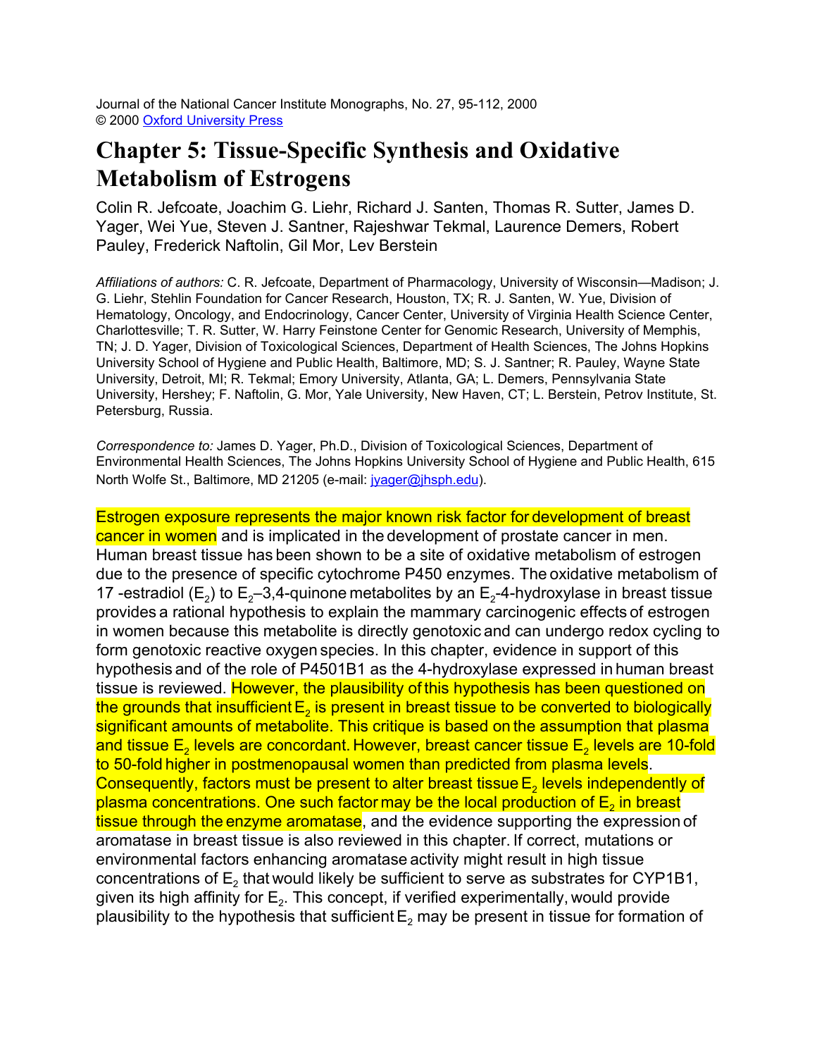Journal of the National Cancer Institute Monographs, No. 27, 95-112, 2000
© 2000 Oxford University Press

# Chapter 5: Tissue-Specific Synthesis and Oxidative Metabolism of Estrogens

Colin R. Jefcoate, Joachim G. Liehr, Richard J. Santen, Thomas R. Sutter, James D. Yager, Wei Yue, Steven J. Santner, Rajeshwar Tekmal, Laurence Demers, Robert Pauley, Frederick Naftolin, Gil Mor, Lev Berstein

*Affiliations of authors:* C. R. Jefcoate, Department of Pharmacology, University of Wisconsin—Madison; J. G. Liehr, Stehlin Foundation for Cancer Research, Houston, TX; R. J. Santen, W. Yue, Division of Hematology, Oncology, and Endocrinology, Cancer Center, University of Virginia Health Science Center, Charlottesville; T. R. Sutter, W. Harry Feinstone Center for Genomic Research, University of Memphis, TN; J. D. Yager, Division of Toxicological Sciences, Department of Health Sciences, The Johns Hopkins University School of Hygiene and Public Health, Baltimore, MD; S. J. Santner; R. Pauley, Wayne State University, Detroit, MI; R. Tekmal; Emory University, Atlanta, GA; L. Demers, Pennsylvania State University, Hershey; F. Naftolin, G. Mor, Yale University, New Haven, CT; L. Berstein, Petrov Institute, St. Petersburg, Russia.

*Correspondence to:* James D. Yager, Ph.D., Division of Toxicological Sciences, Department of Environmental Health Sciences, The Johns Hopkins University School of Hygiene and Public Health, 615 North Wolfe St., Baltimore, MD 21205 (e-mail: jyager@jhsph.edu).

Estrogen exposure represents the major known risk factor for development of breast cancer in women and is implicated in the development of prostate cancer in men. Human breast tissue has been shown to be a site of oxidative metabolism of estrogen due to the presence of specific cytochrome P450 enzymes. The oxidative metabolism of 17 -estradiol ($E_2$) to $E_2$–3,4-quinone metabolites by an $E_2$-4-hydroxylase in breast tissue provides a rational hypothesis to explain the mammary carcinogenic effects of estrogen in women because this metabolite is directly genotoxic and can undergo redox cycling to form genotoxic reactive oxygen species. In this chapter, evidence in support of this hypothesis and of the role of P4501B1 as the 4-hydroxylase expressed in human breast tissue is reviewed. However, the plausibility of this hypothesis has been questioned on the grounds that insufficient $E_2$ is present in breast tissue to be converted to biologically significant amounts of metabolite. This critique is based on the assumption that plasma and tissue $E_2$ levels are concordant. However, breast cancer tissue $E_2$ levels are 10-fold to 50-fold higher in postmenopausal women than predicted from plasma levels. Consequently, factors must be present to alter breast tissue $E_2$ levels independently of plasma concentrations. One such factor may be the local production of $E_2$ in breast tissue through the enzyme aromatase, and the evidence supporting the expression of aromatase in breast tissue is also reviewed in this chapter. If correct, mutations or environmental factors enhancing aromatase activity might result in high tissue concentrations of $E_2$ that would likely be sufficient to serve as substrates for CYP1B1, given its high affinity for $E_2$. This concept, if verified experimentally, would provide plausibility to the hypothesis that sufficient $E_2$ may be present in tissue for formation of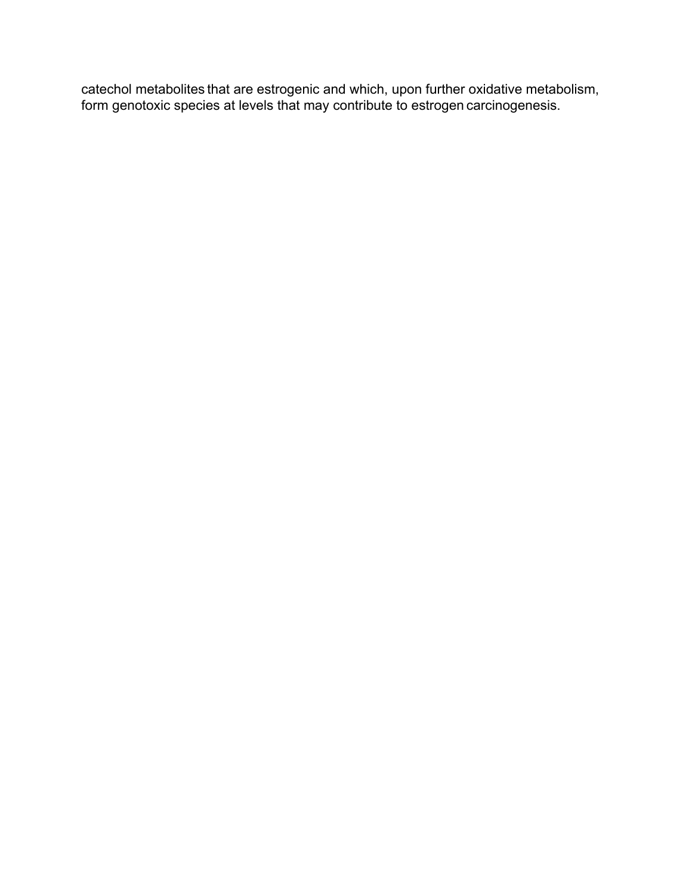catechol metabolites that are estrogenic and which, upon further oxidative metabolism, form genotoxic species at levels that may contribute to estrogen carcinogenesis.